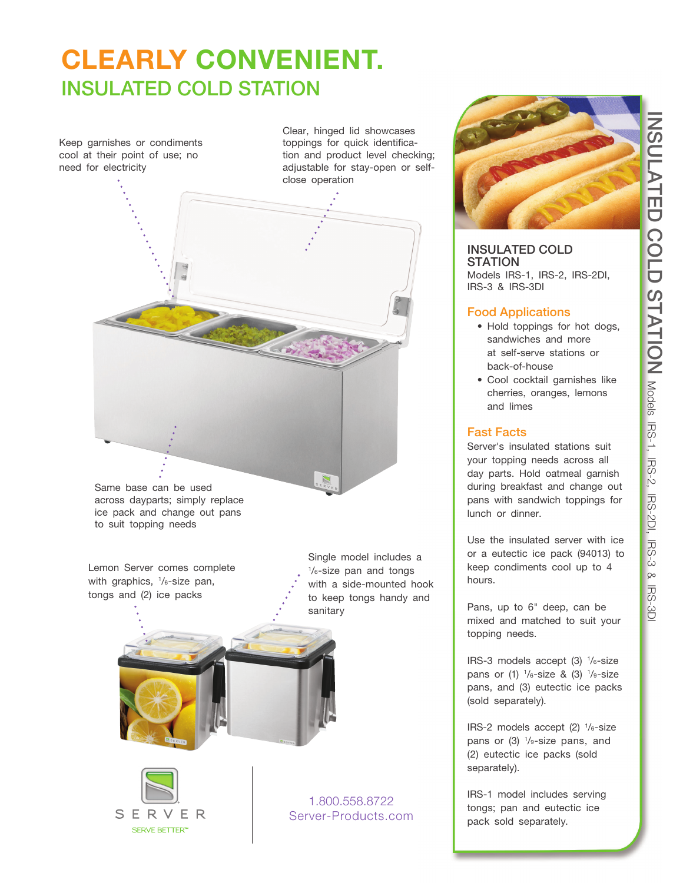# CLEARLY CONVENIENT.

## INSULATED COLD STATION

Keep garnishes or condiments cool at their point of use; no need for electricity

Clear, hinged lid showcases toppings for quick identification and product level checking; adjustable for stay-open or self-close operation

Same base can be used across dayparts; simply replace ice pack and change out pans to suit topping needs

Lemon Server comes complete with graphics, 1/6-size pan, tongs and (2) ice packs

Single model includes a 1/6-size pan and tongs with a side-mounted hook to keep tongs handy and sanitary

SERVER
SERVE BETTER™

1.800.558.8722
Server-Products.com

### INSULATED COLD STATION

Models IRS-1, IRS-2, IRS-2DI, IRS-3 & IRS-3DI

### Food Applications

- Hold toppings for hot dogs, sandwiches and more at self-serve stations or back-of-house
- Cool cocktail garnishes like cherries, oranges, lemons and limes

### Fast Facts

Server's insulated stations suit your topping needs across all day parts. Hold oatmeal garnish during breakfast and change out pans with sandwich toppings for lunch or dinner.

Use the insulated server with ice or a eutectic ice pack (94013) to keep condiments cool up to 4 hours.

Pans, up to 6" deep, can be mixed and matched to suit your topping needs.

IRS-3 models accept (3) 1/6-size pans or (1) 1/6-size & (3) 1/9-size pans, and (3) eutectic ice packs (sold separately).

IRS-2 models accept (2) 1/6-size pans or (3) 1/9-size pans, and (2) eutectic ice packs (sold separately).

IRS-1 model includes serving tongs; pan and eutectic ice pack sold separately.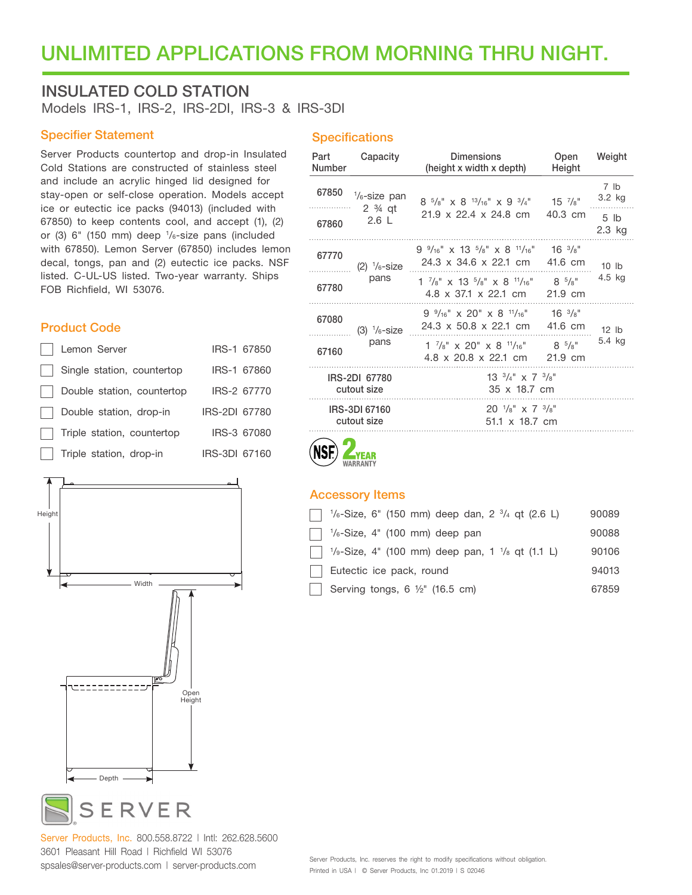# UNLIMITED APPLICATIONS FROM MORNING THRU NIGHT.

## INSULATED COLD STATION

Models IRS-1, IRS-2, IRS-2DI, IRS-3 & IRS-3DI

### Specifier Statement

Server Products countertop and drop-in Insulated Cold Stations are constructed of stainless steel and include an acrylic hinged lid designed for stay-open or self-close operation. Models accept ice or eutectic ice packs (94013) (included with 67850) to keep contents cool, and accept (1), (2) or (3) 6" (150 mm) deep 1/6-size pans (included with 67850). Lemon Server (67850) includes lemon decal, tongs, pan and (2) eutectic ice packs. NSF listed. C-UL-US listed. Two-year warranty. Ships FOB Richfield, WI 53076.

### Product Code

| | | | |
|---|---|---|---|
| ☐ | Lemon Server | IRS-1 | 67850 |
| ☐ | Single station, countertop | IRS-1 | 67860 |
| ☐ | Double station, countertop | IRS-2 | 67770 |
| ☐ | Double station, drop-in | IRS-2DI | 67780 |
| ☐ | Triple station, countertop | IRS-3 | 67080 |
| ☐ | Triple station, drop-in | IRS-3DI | 67160 |

Height

Width

Open Height

Depth

### Specifications

| Part Number | Capacity | Dimensions (height x width x depth) | Open Height | Weight |
|---|---|---|---|---|
| 67850 | 1/6-size pan 2 ¾ qt 2.6 L | 8 5/8" x 8 13/16" x 9 3/4" 21.9 x 22.4 x 24.8 cm | 15 7/8" 40.3 cm | 7 lb 3.2 kg |
| 67860 | | | | 5 lb 2.3 kg |
| 67770 | (2) 1/6-size pans | 9 9/16" x 13 5/8" x 8 11/16" 24.3 x 34.6 x 22.1 cm | 16 3/8" 41.6 cm | 10 lb 4.5 kg |
| 67780 | | 1 7/8" x 13 5/8" x 8 11/16" 4.8 x 37.1 x 22.1 cm | 8 5/8" 21.9 cm | |
| 67080 | (3) 1/6-size pans | 9 9/16" x 20" x 8 11/16" 24.3 x 50.8 x 22.1 cm | 16 3/8" 41.6 cm | 12 lb 5.4 kg |
| 67160 | | 1 7/8" x 20" x 8 11/16" 4.8 x 20.8 x 22.1 cm | 8 5/8" 21.9 cm | |
| IRS-2DI 67780 cutout size | | 13 3/4" x 7 3/8" 35 x 18.7 cm | | |
| IRS-3DI 67160 cutout size | | 20 1/8" x 7 3/8" 51.1 x 18.7 cm | | |

NSF 2 YEAR WARRANTY

### Accessory Items

| | | |
|---|---|---|
| ☐ | 1/6-Size, 6" (150 mm) deep dan, 2 3/4 qt (2.6 L) | 90089 |
| ☐ | 1/6-Size, 4" (100 mm) deep pan | 90088 |
| ☐ | 1/9-Size, 4" (100 mm) deep pan, 1 1/8 qt (1.1 L) | 90106 |
| ☐ | Eutectic ice pack, round | 94013 |
| ☐ | Serving tongs, 6 ½" (16.5 cm) | 67859 |

SERVER

Server Products, Inc. 800.558.8722 | Intl: 262.628.5600
3601 Pleasant Hill Road | Richfield WI 53076
spsales@server-products.com | server-products.com

Server Products, Inc. reserves the right to modify specifications without obligation.
Printed in USA | © Server Products, Inc 01.2019 | S 02046